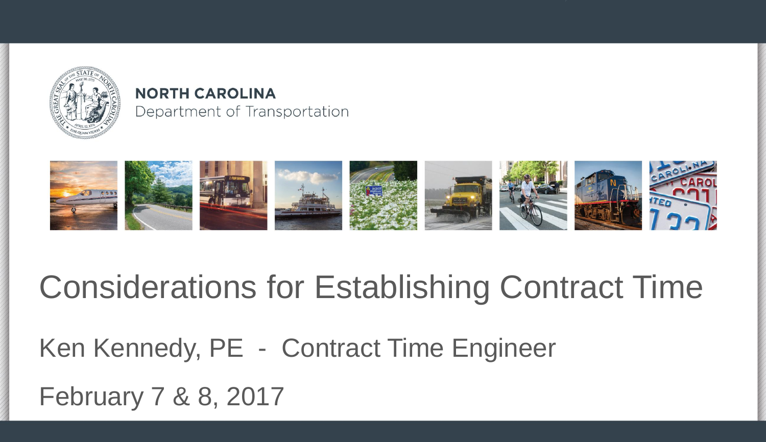**NORTH CAROLINA**
Department of Transportation

# Considerations for Establishing Contract Time

Ken Kennedy, PE - Contract Time Engineer

February 7 & 8, 2017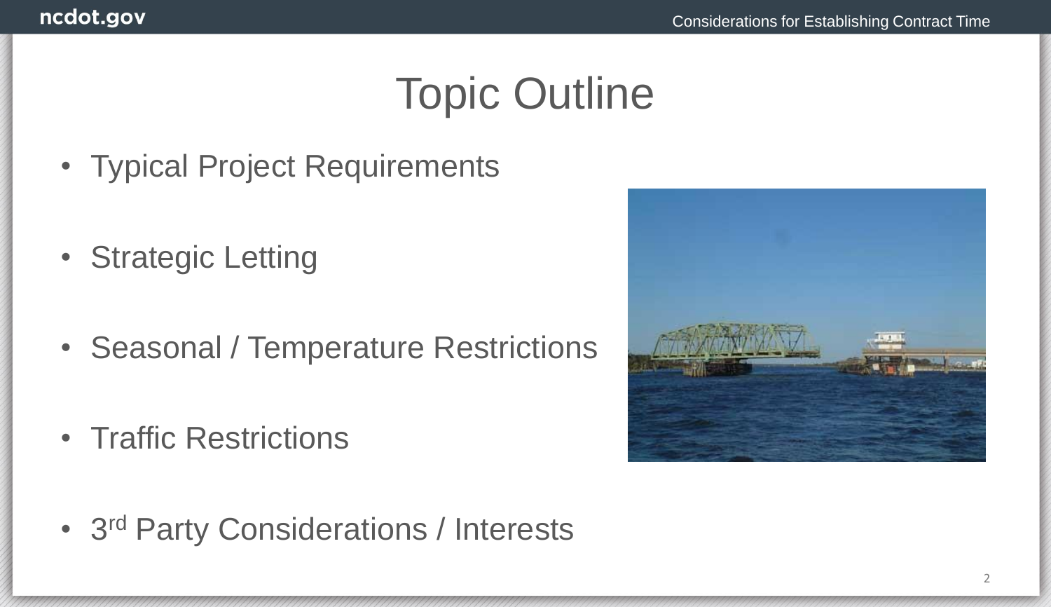# Topic Outline

- Typical Project Requirements
- Strategic Letting
- Seasonal / Temperature Restrictions
- Traffic Restrictions
- 3rd Party Considerations / Interests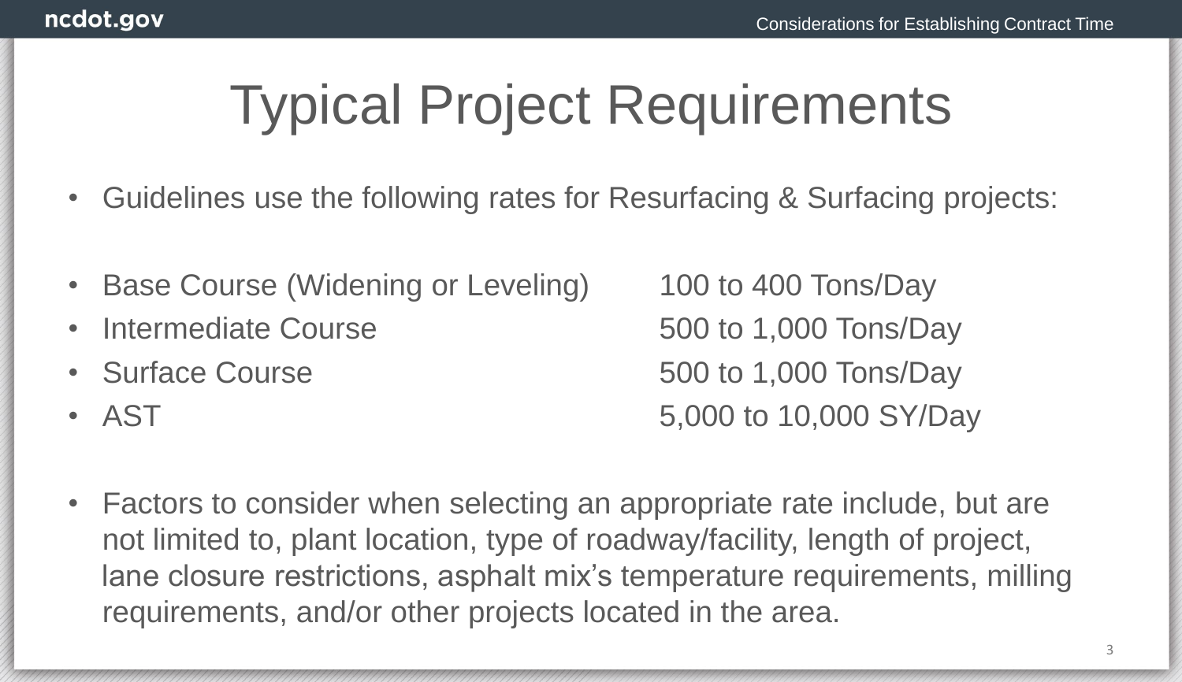# Typical Project Requirements

- Guidelines use the following rates for Resurfacing & Surfacing projects:

- Base Course (Widening or Leveling) 100 to 400 Tons/Day
- Intermediate Course 500 to 1,000 Tons/Day
- Surface Course 500 to 1,000 Tons/Day
- AST 5,000 to 10,000 SY/Day

- Factors to consider when selecting an appropriate rate include, but are not limited to, plant location, type of roadway/facility, length of project, lane closure restrictions, asphalt mix's temperature requirements, milling requirements, and/or other projects located in the area.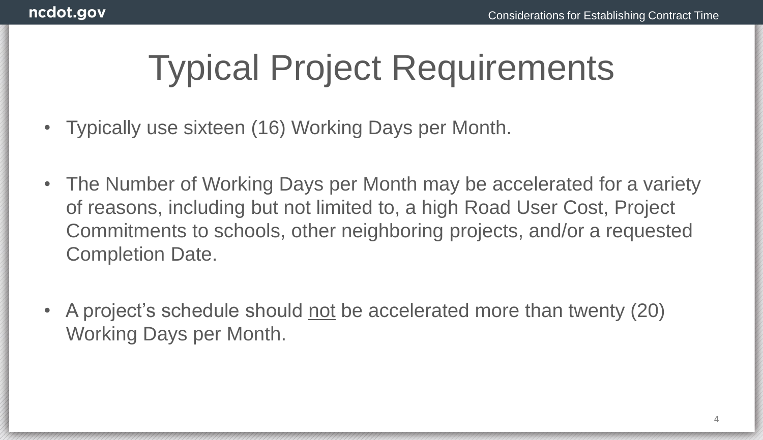# Typical Project Requirements

- Typically use sixteen (16) Working Days per Month.

- The Number of Working Days per Month may be accelerated for a variety of reasons, including but not limited to, a high Road User Cost, Project Commitments to schools, other neighboring projects, and/or a requested Completion Date.

- A project's schedule should <u>not</u> be accelerated more than twenty (20) Working Days per Month.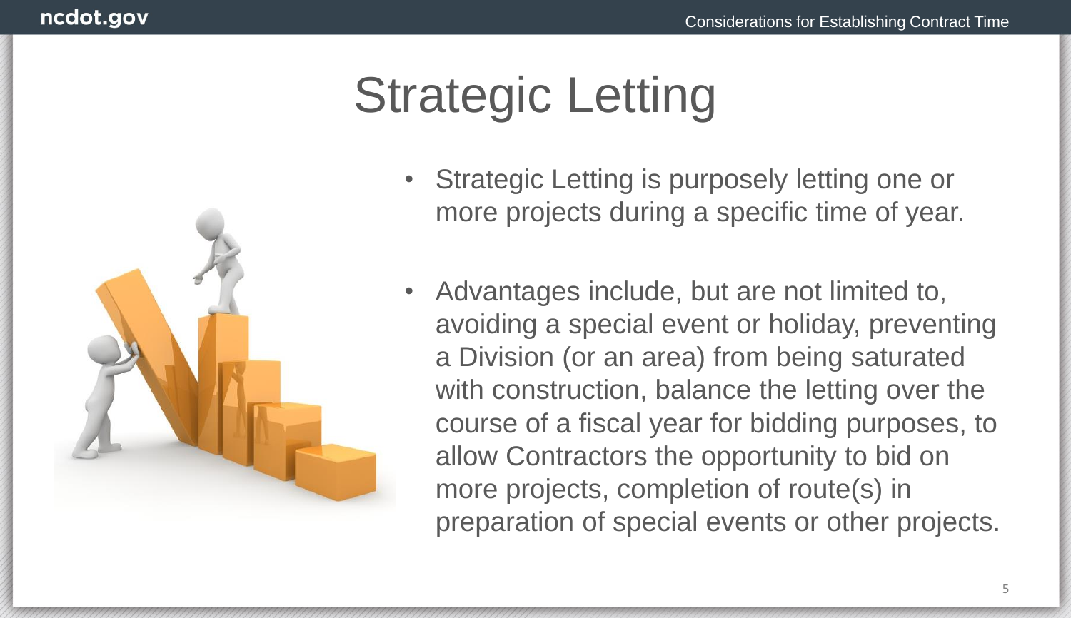# Strategic Letting

- Strategic Letting is purposely letting one or more projects during a specific time of year.

- Advantages include, but are not limited to, avoiding a special event or holiday, preventing a Division (or an area) from being saturated with construction, balance the letting over the course of a fiscal year for bidding purposes, to allow Contractors the opportunity to bid on more projects, completion of route(s) in preparation of special events or other projects.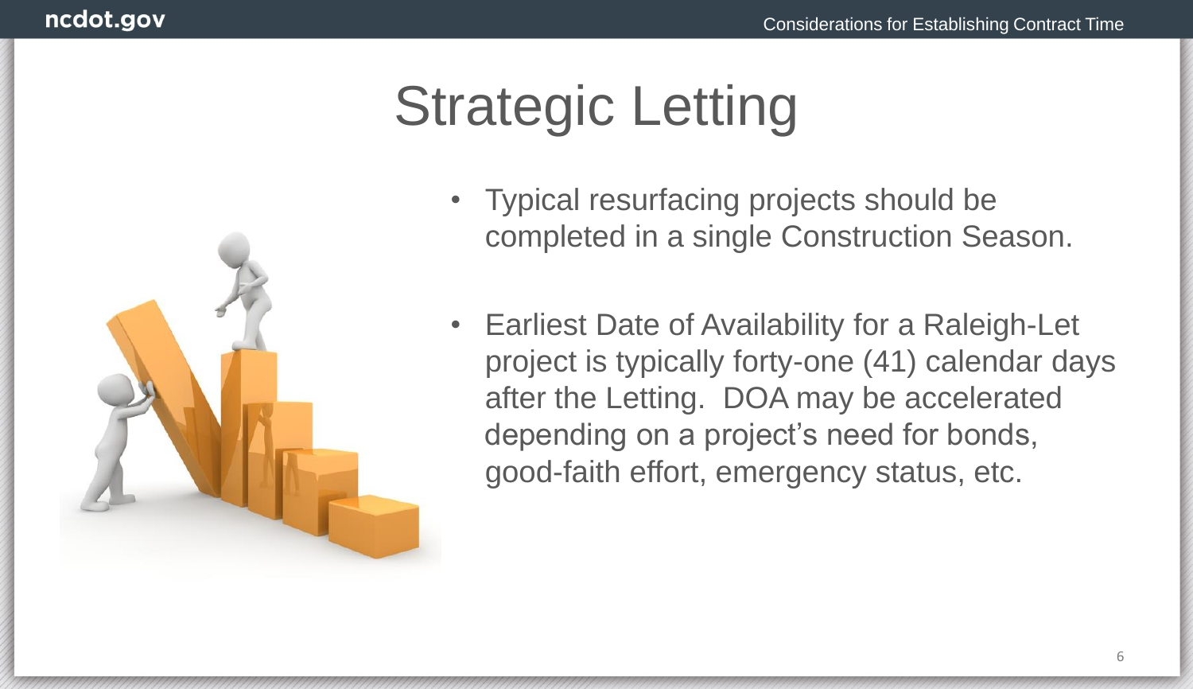# Strategic Letting

- Typical resurfacing projects should be completed in a single Construction Season.
- Earliest Date of Availability for a Raleigh-Let project is typically forty-one (41) calendar days after the Letting. DOA may be accelerated depending on a project's need for bonds, good-faith effort, emergency status, etc.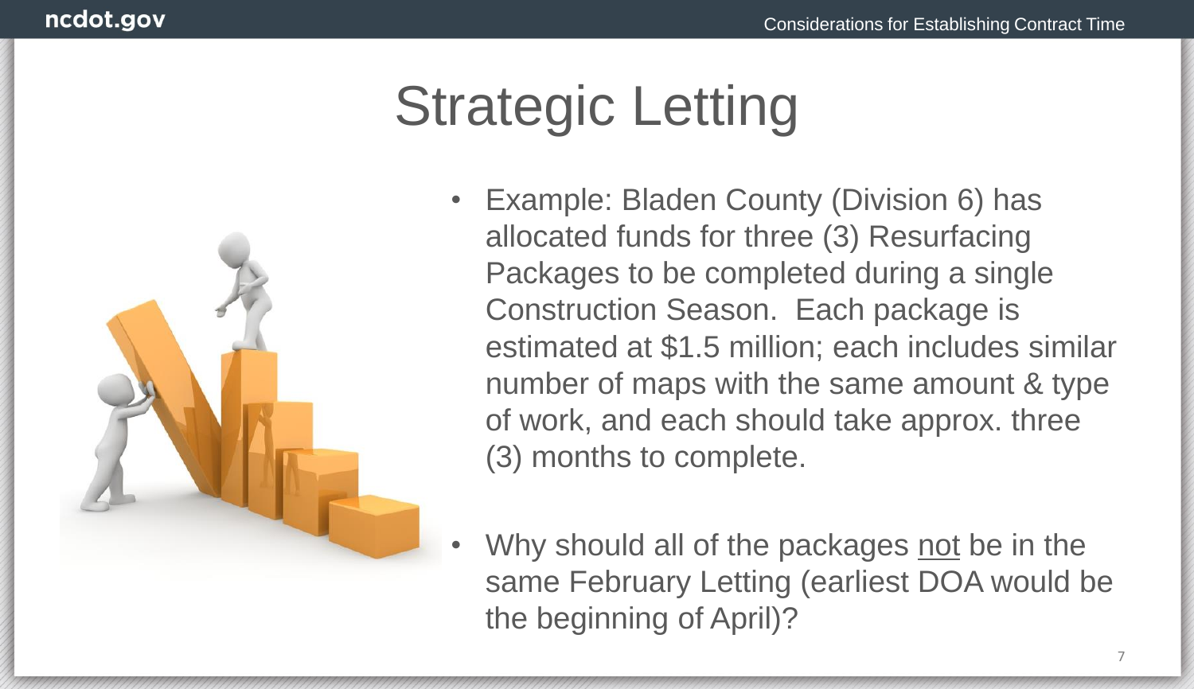# Strategic Letting

- Example: Bladen County (Division 6) has allocated funds for three (3) Resurfacing Packages to be completed during a single Construction Season. Each package is estimated at $1.5 million; each includes similar number of maps with the same amount & type of work, and each should take approx. three (3) months to complete.
- Why should all of the packages <u>not</u> be in the same February Letting (earliest DOA would be the beginning of April)?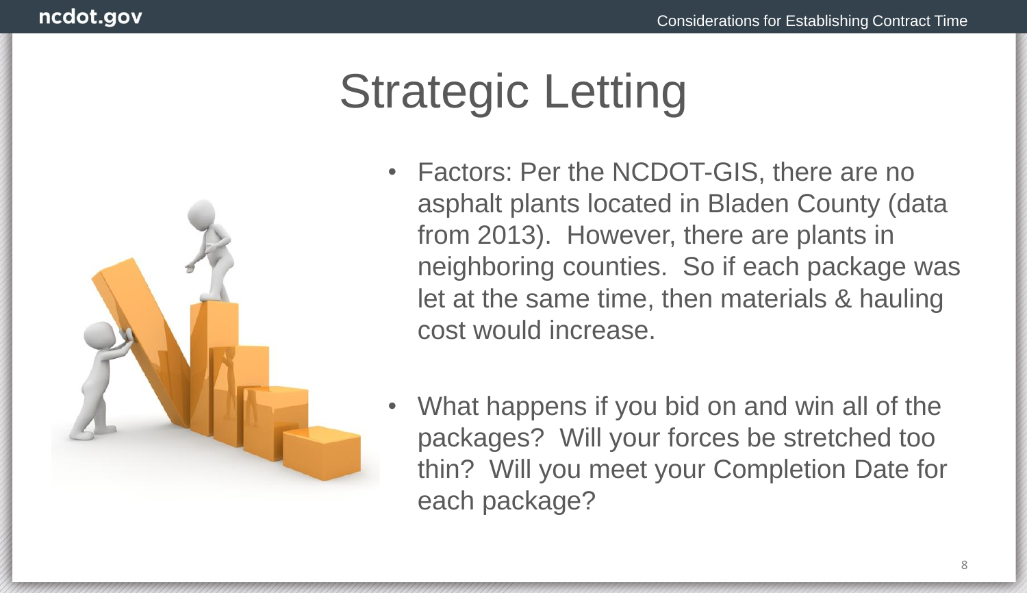# Strategic Letting

- Factors: Per the NCDOT-GIS, there are no asphalt plants located in Bladen County (data from 2013). However, there are plants in neighboring counties. So if each package was let at the same time, then materials & hauling cost would increase.

- What happens if you bid on and win all of the packages? Will your forces be stretched too thin? Will you meet your Completion Date for each package?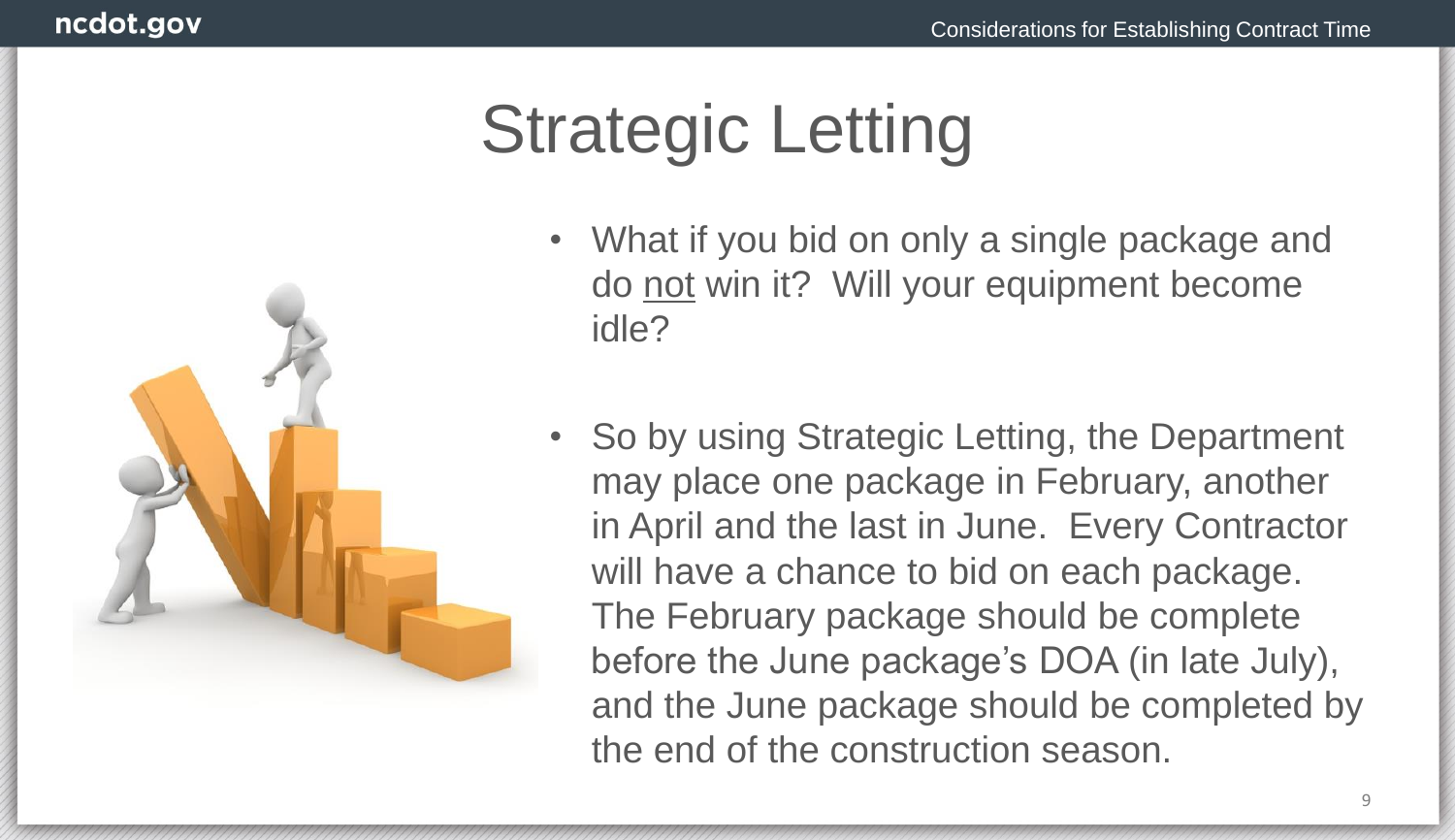# Strategic Letting

- What if you bid on only a single package and do <u>not</u> win it? Will your equipment become idle?

- So by using Strategic Letting, the Department may place one package in February, another in April and the last in June. Every Contractor will have a chance to bid on each package. The February package should be complete before the June package's DOA (in late July), and the June package should be completed by the end of the construction season.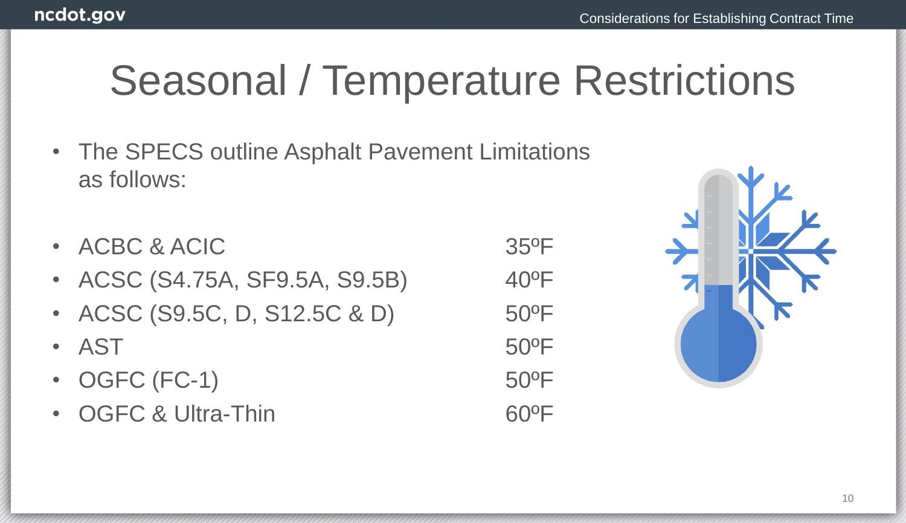# Seasonal / Temperature Restrictions

- The SPECS outline Asphalt Pavement Limitations as follows:

- ACBC & ACIC 35ºF
- ACSC (S4.75A, SF9.5A, S9.5B) 40ºF
- ACSC (S9.5C, D, S12.5C & D) 50ºF
- AST 50ºF
- OGFC (FC-1) 50ºF
- OGFC & Ultra-Thin 60ºF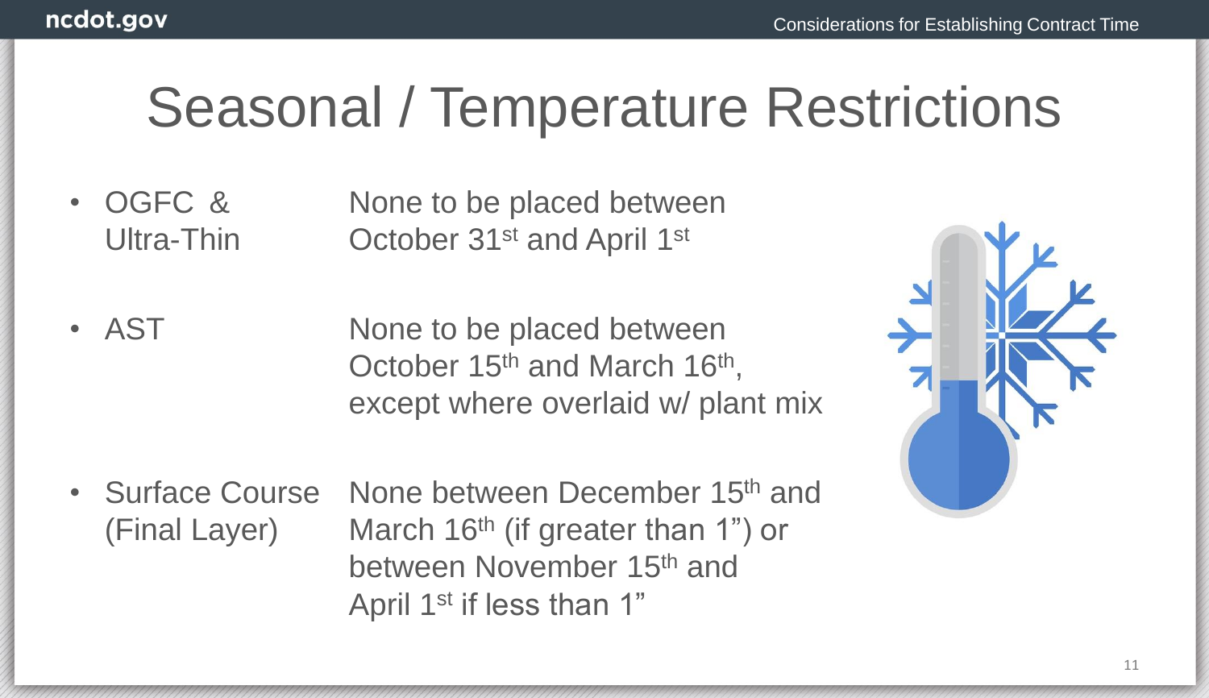# Seasonal / Temperature Restrictions

- OGFC & Ultra-Thin — None to be placed between October 31st and April 1st
- AST — None to be placed between October 15th and March 16th, except where overlaid w/ plant mix
- Surface Course (Final Layer) — None between December 15th and March 16th (if greater than 1") or between November 15th and April 1st if less than 1"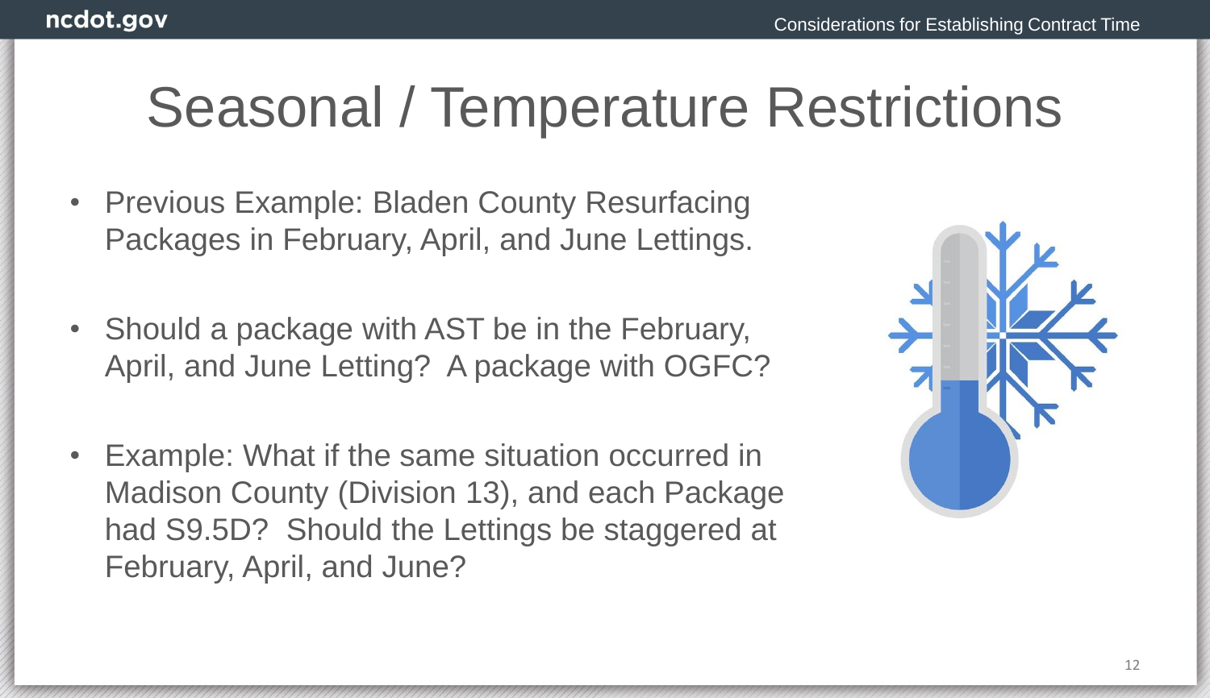# Seasonal / Temperature Restrictions

- Previous Example: Bladen County Resurfacing Packages in February, April, and June Lettings.
- Should a package with AST be in the February, April, and June Letting? A package with OGFC?
- Example: What if the same situation occurred in Madison County (Division 13), and each Package had S9.5D? Should the Lettings be staggered at February, April, and June?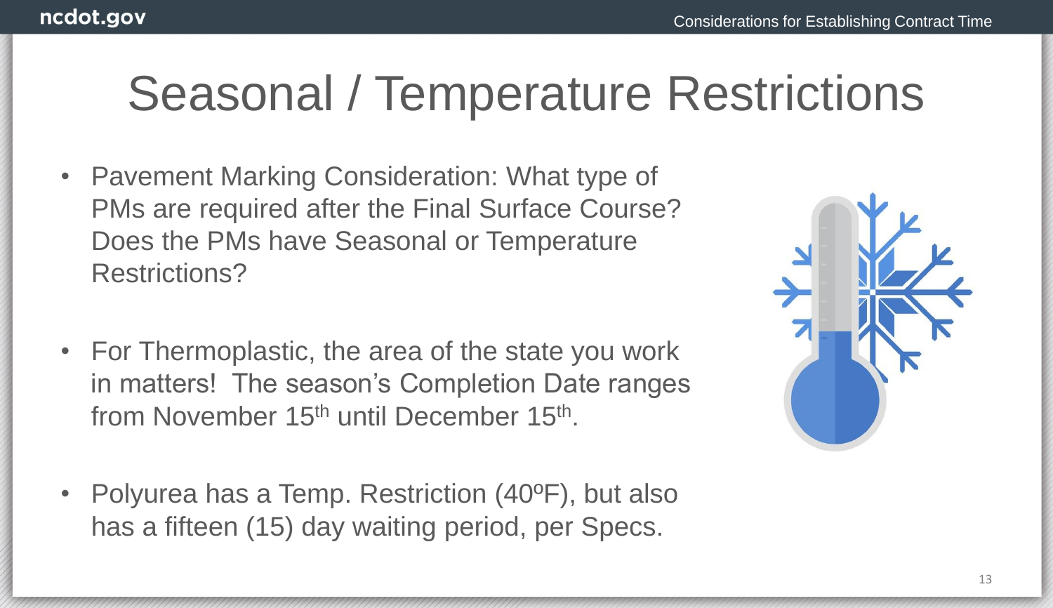# Seasonal / Temperature Restrictions

- Pavement Marking Consideration: What type of PMs are required after the Final Surface Course? Does the PMs have Seasonal or Temperature Restrictions?
- For Thermoplastic, the area of the state you work in matters! The season's Completion Date ranges from November 15th until December 15th.
- Polyurea has a Temp. Restriction (40ºF), but also has a fifteen (15) day waiting period, per Specs.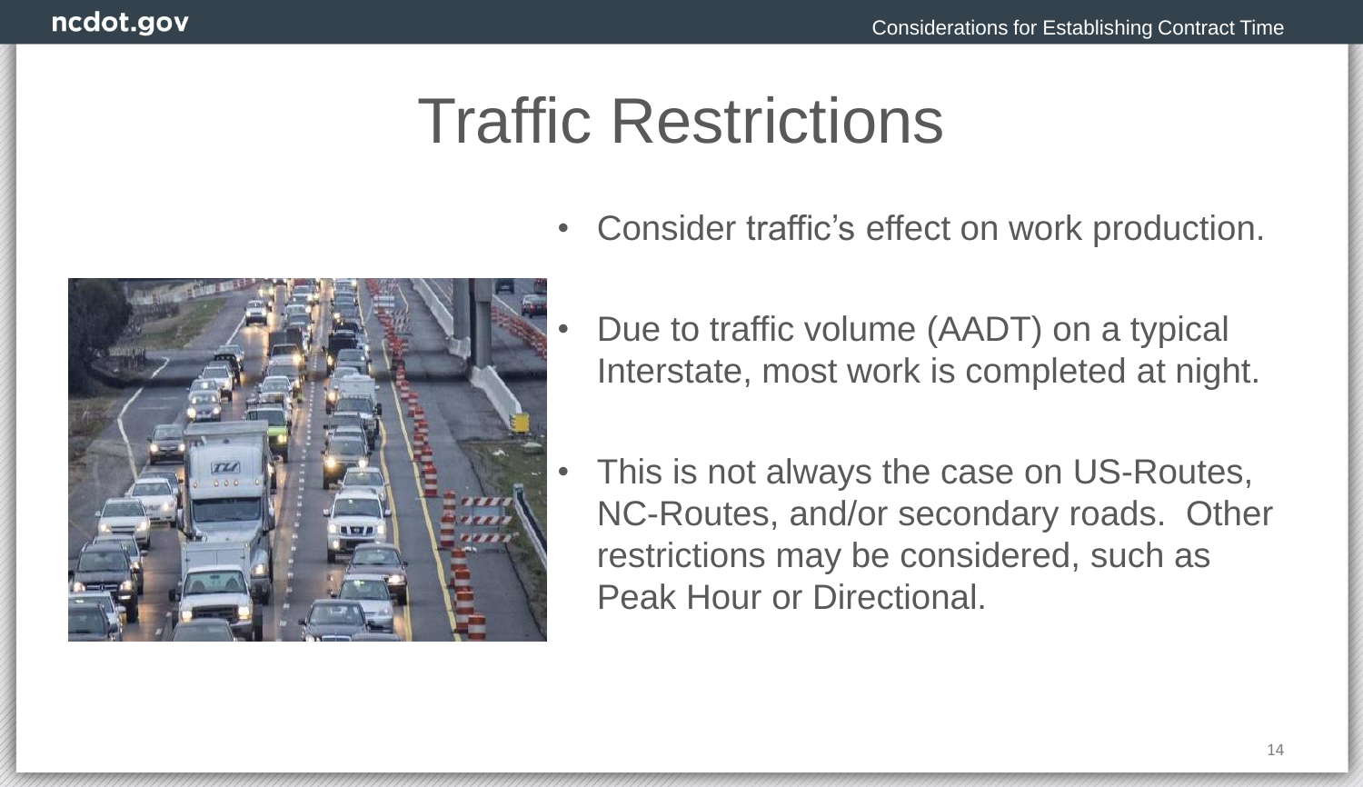# Traffic Restrictions

- Consider traffic's effect on work production.
- Due to traffic volume (AADT) on a typical Interstate, most work is completed at night.
- This is not always the case on US-Routes, NC-Routes, and/or secondary roads. Other restrictions may be considered, such as Peak Hour or Directional.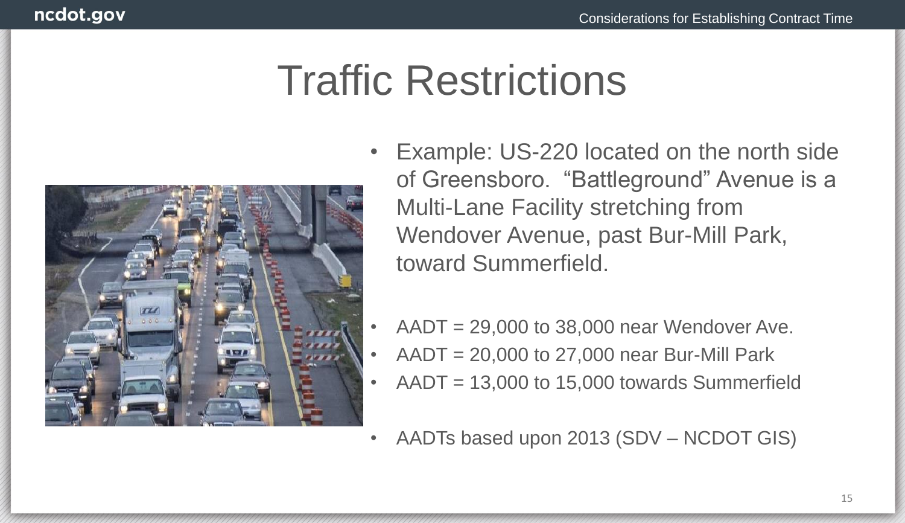# Traffic Restrictions

- Example: US-220 located on the north side of Greensboro. "Battleground" Avenue is a Multi-Lane Facility stretching from Wendover Avenue, past Bur-Mill Park, toward Summerfield.

- AADT = 29,000 to 38,000 near Wendover Ave.
- AADT = 20,000 to 27,000 near Bur-Mill Park
- AADT = 13,000 to 15,000 towards Summerfield

- AADTs based upon 2013 (SDV – NCDOT GIS)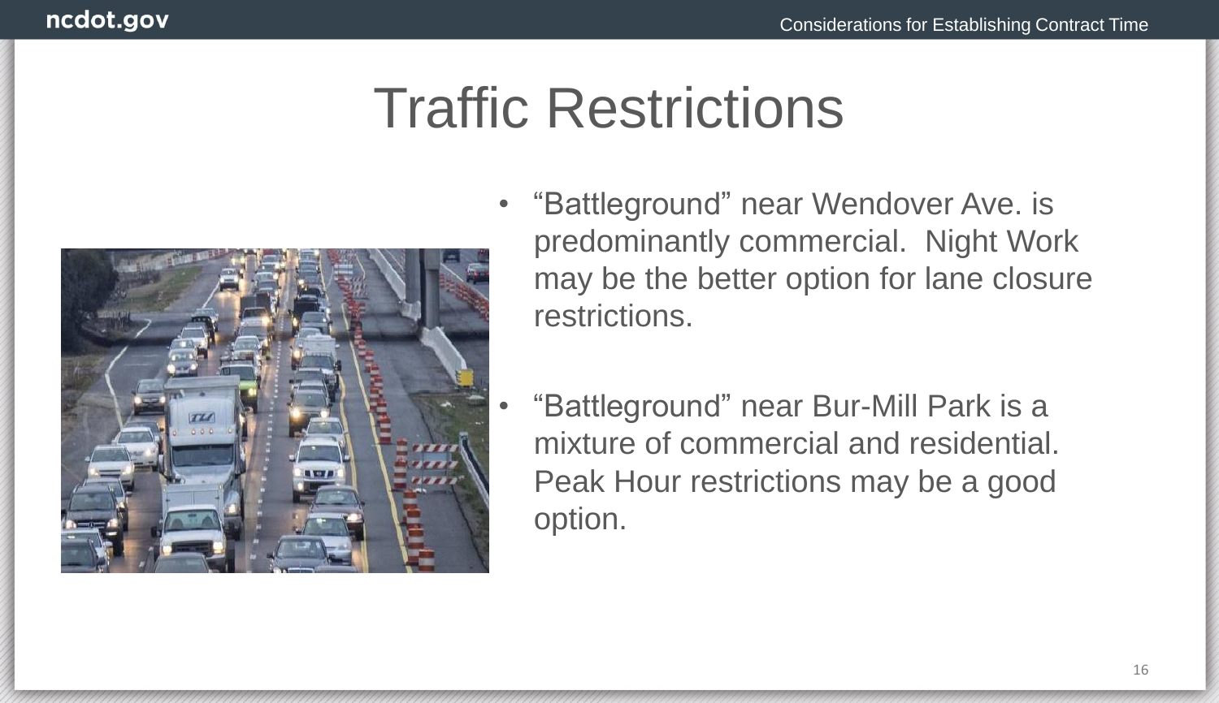# Traffic Restrictions

- “Battleground” near Wendover Ave. is predominantly commercial. Night Work may be the better option for lane closure restrictions.

- “Battleground” near Bur-Mill Park is a mixture of commercial and residential. Peak Hour restrictions may be a good option.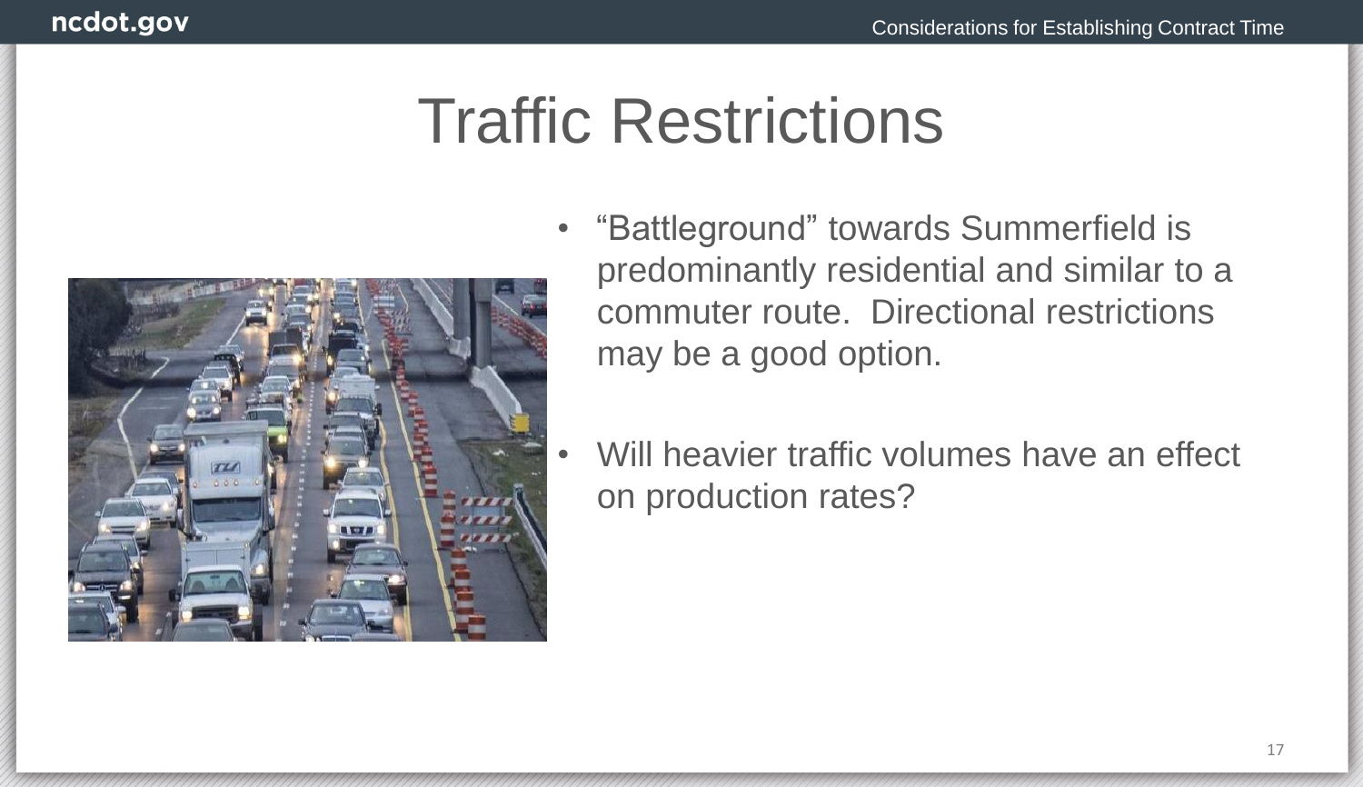# Traffic Restrictions

- "Battleground" towards Summerfield is predominantly residential and similar to a commuter route. Directional restrictions may be a good option.
- Will heavier traffic volumes have an effect on production rates?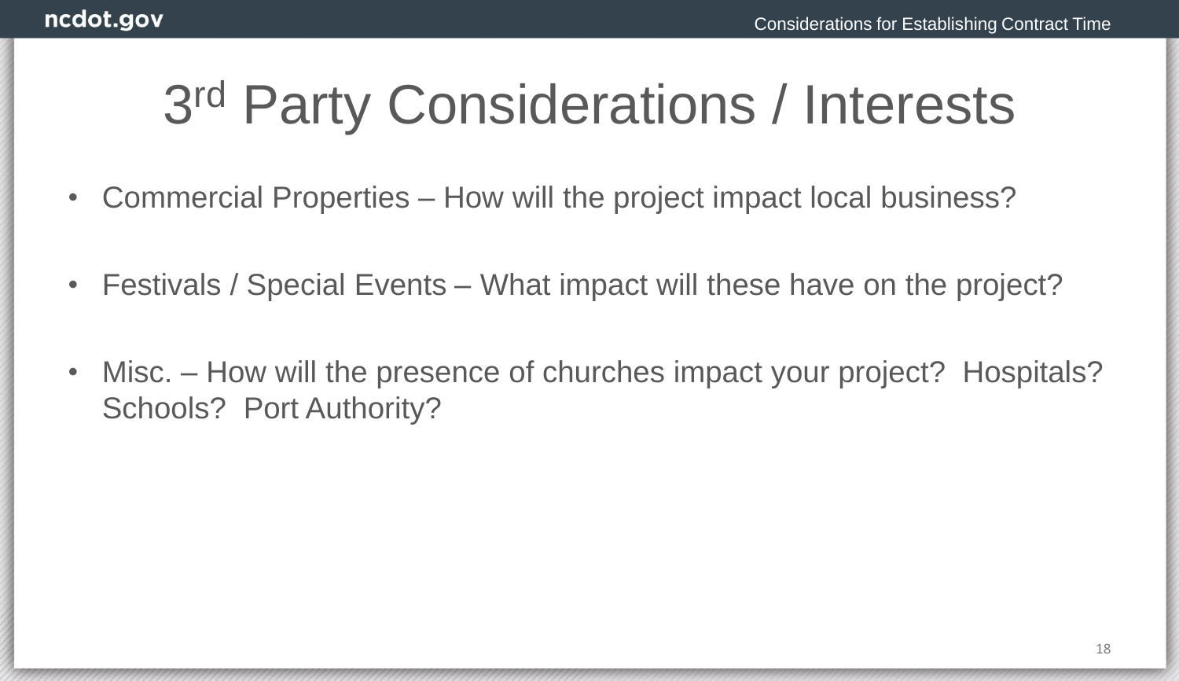# 3rd Party Considerations / Interests

- Commercial Properties – How will the project impact local business?
- Festivals / Special Events – What impact will these have on the project?
- Misc. – How will the presence of churches impact your project? Hospitals? Schools? Port Authority?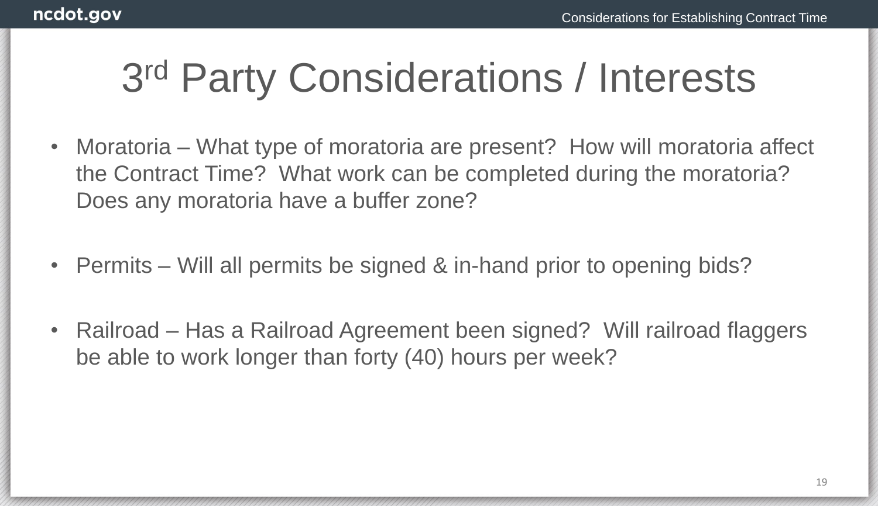# 3rd Party Considerations / Interests

- Moratoria – What type of moratoria are present? How will moratoria affect the Contract Time? What work can be completed during the moratoria? Does any moratoria have a buffer zone?

- Permits – Will all permits be signed & in-hand prior to opening bids?

- Railroad – Has a Railroad Agreement been signed? Will railroad flaggers be able to work longer than forty (40) hours per week?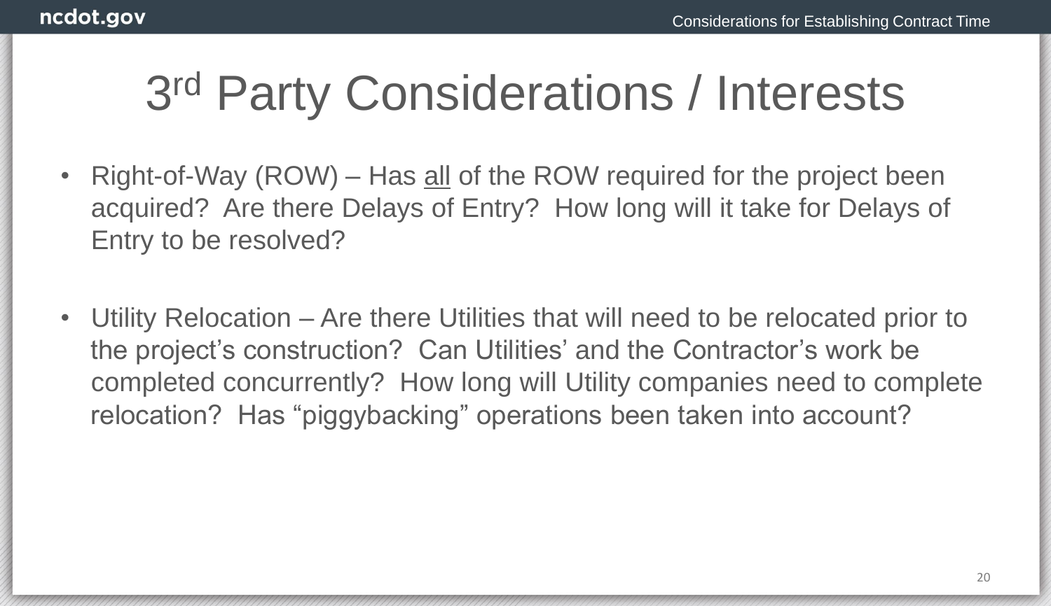# 3rd Party Considerations / Interests

- Right-of-Way (ROW) – Has <u>all</u> of the ROW required for the project been acquired? Are there Delays of Entry? How long will it take for Delays of Entry to be resolved?
- Utility Relocation – Are there Utilities that will need to be relocated prior to the project's construction? Can Utilities' and the Contractor's work be completed concurrently? How long will Utility companies need to complete relocation? Has "piggybacking" operations been taken into account?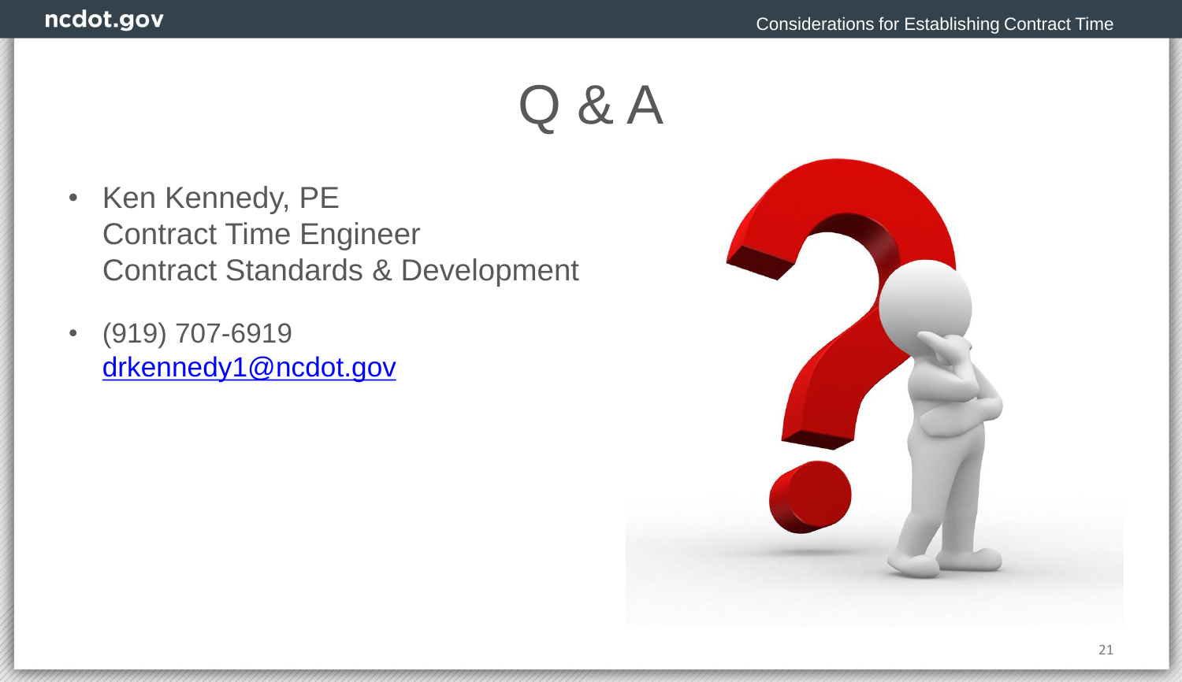# Q & A

- Ken Kennedy, PE
  Contract Time Engineer
  Contract Standards & Development
- (919) 707-6919
  drkennedy1@ncdot.gov